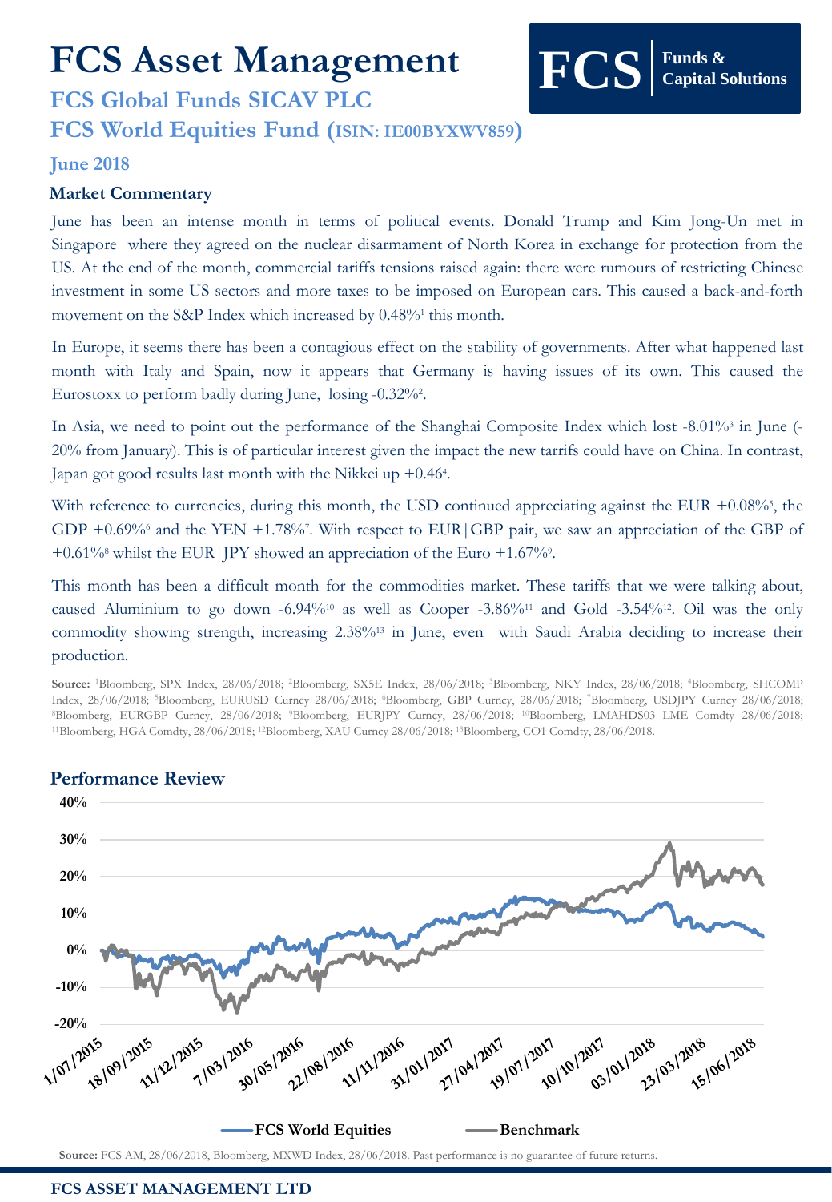# FCS Asset Management

**FCS** Funds & Capital Solutions

## FCS Global Funds SICAV PLC

## FCS World Equities Fund (ISIN: IE00BYXWV859)

### June 2018

### Market Commentary

June has been an intense month in terms of political events. Donald Trump and Kim Jong-Un met in Singapore where they agreed on the nuclear disarmament of North Korea in exchange for protection from the US. At the end of the month, commercial tariffs tensions raised again: there were rumours of restricting Chinese investment in some US sectors and more taxes to be imposed on European cars. This caused a back-and-forth movement on the S&P Index which increased by 0.48%[1] this month.

In Europe, it seems there has been a contagious effect on the stability of governments. After what happened last month with Italy and Spain, now it appears that Germany is having issues of its own. This caused the Eurostoxx to perform badly during June, losing -0.32%[2].

In Asia, we need to point out the performance of the Shanghai Composite Index which lost -8.01%[3] in June (-20% from January). This is of particular interest given the impact the new tarrifs could have on China. In contrast, Japan got good results last month with the Nikkei up +0.46[4].

With reference to currencies, during this month, the USD continued appreciating against the EUR +0.08%[5], the GDP +0.69%[6] and the YEN +1.78%[7]. With respect to EUR|GBP pair, we saw an appreciation of the GBP of +0.61%[8] whilst the EUR|JPY showed an appreciation of the Euro +1.67%[9].

This month has been a difficult month for the commodities market. These tariffs that we were talking about, caused Aluminium to go down -6.94%[10] as well as Cooper -3.86%[11] and Gold -3.54%[12]. Oil was the only commodity showing strength, increasing 2.38%[13] in June, even with Saudi Arabia deciding to increase their production.

**Source:** [1]Bloomberg, SPX Index, 28/06/2018; [2]Bloomberg, SX5E Index, 28/06/2018; [3]Bloomberg, NKY Index, 28/06/2018; [4]Bloomberg, SHCOMP Index, 28/06/2018; [5]Bloomberg, EURUSD Curncy 28/06/2018; [6]Bloomberg, GBP Curncy, 28/06/2018; [7]Bloomberg, USDJPY Curncy 28/06/2018; [8]Bloomberg, EURGBP Curncy, 28/06/2018; [9]Bloomberg, EURJPY Curncy, 28/06/2018; [10]Bloomberg, LMAHDS03 LME Comdty 28/06/2018; [11]Bloomberg, HGA Comdty, 28/06/2018; [12]Bloomberg, XAU Curncy 28/06/2018; [13]Bloomberg, CO1 Comdty, 28/06/2018.

### Performance Review

FCS World Equities — Benchmark

**Source:** FCS AM, 28/06/2018, Bloomberg, MXWD Index, 28/06/2018. Past performance is no guarantee of future returns.

**FCS ASSET MANAGEMENT LTD**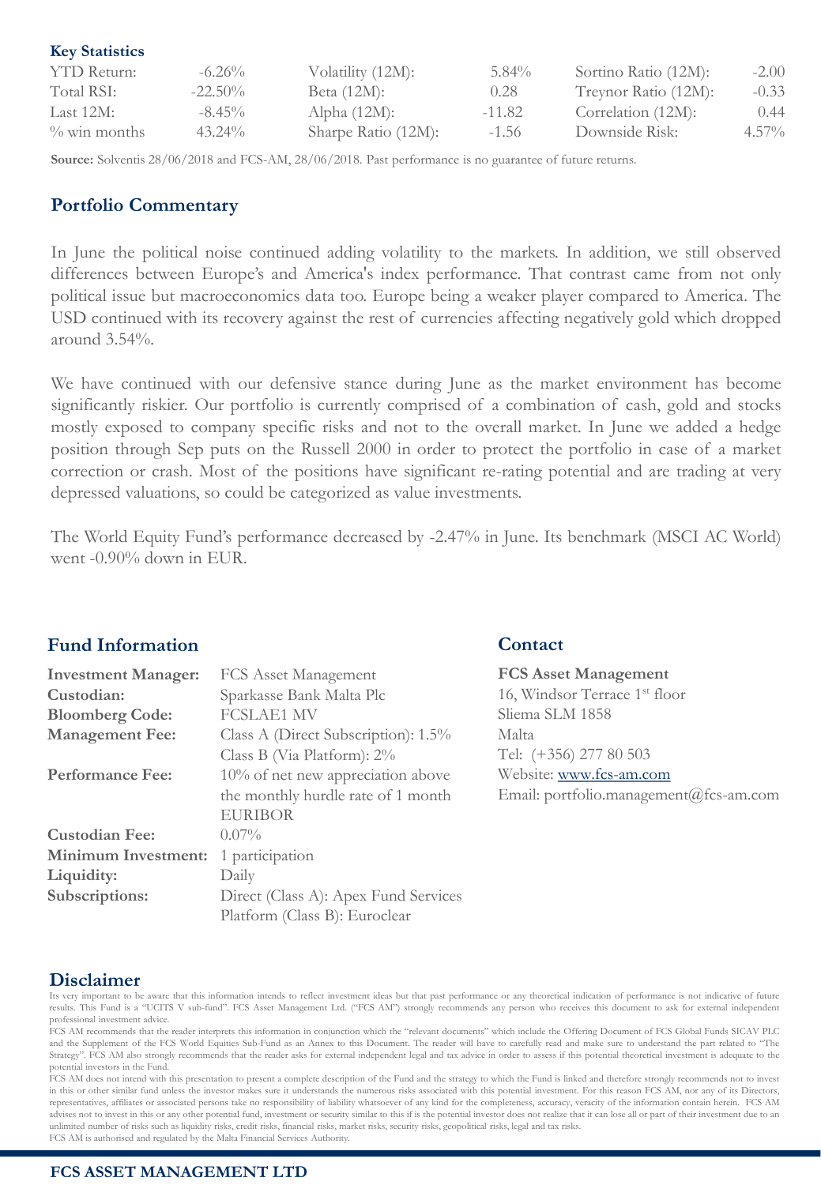## Key Statistics

| | | | | | |
|---|---|---|---|---|---|
| YTD Return: | -6.26% | Volatility (12M): | 5.84% | Sortino Ratio (12M): | -2.00 |
| Total RSI: | -22.50% | Beta (12M): | 0.28 | Treynor Ratio (12M): | -0.33 |
| Last 12M: | -8.45% | Alpha (12M): | -11.82 | Correlation (12M): | 0.44 |
| % win months | 43.24% | Sharpe Ratio (12M): | -1.56 | Downside Risk: | 4.57% |

**Source:** Solventis 28/06/2018 and FCS-AM, 28/06/2018. Past performance is no guarantee of future returns.

## Portfolio Commentary

In June the political noise continued adding volatility to the markets. In addition, we still observed differences between Europe's and America's index performance. That contrast came from not only political issue but macroeconomics data too. Europe being a weaker player compared to America. The USD continued with its recovery against the rest of currencies affecting negatively gold which dropped around 3.54%.

We have continued with our defensive stance during June as the market environment has become significantly riskier. Our portfolio is currently comprised of a combination of cash, gold and stocks mostly exposed to company specific risks and not to the overall market. In June we added a hedge position through Sep puts on the Russell 2000 in order to protect the portfolio in case of a market correction or crash. Most of the positions have significant re-rating potential and are trading at very depressed valuations, so could be categorized as value investments.

The World Equity Fund's performance decreased by -2.47% in June. Its benchmark (MSCI AC World) went -0.90% down in EUR.

## Fund Information

| | |
|---|---|
| **Investment Manager:** | FCS Asset Management |
| **Custodian:** | Sparkasse Bank Malta Plc |
| **Bloomberg Code:** | FCSLAE1 MV |
| **Management Fee:** | Class A (Direct Subscription): 1.5%<br>Class B (Via Platform): 2% |
| **Performance Fee:** | 10% of net new appreciation above the monthly hurdle rate of 1 month EURIBOR |
| **Custodian Fee:** | 0.07% |
| **Minimum Investment:** | 1 participation |
| **Liquidity:** | Daily |
| **Subscriptions:** | Direct (Class A): Apex Fund Services<br>Platform (Class B): Euroclear |

## Contact

**FCS Asset Management**
16, Windsor Terrace 1st floor
Sliema SLM 1858
Malta
Tel: (+356) 277 80 503
Website: www.fcs-am.com
Email: portfolio.management@fcs-am.com

## Disclaimer

Its very important to be aware that this information intends to reflect investment ideas but that past performance or any theoretical indication of performance is not indicative of future results. This Fund is a "UCITS V sub-fund". FCS Asset Management Ltd. ("FCS AM") strongly recommends any person who receives this document to ask for external independent professional investment advice.

FCS AM recommends that the reader interprets this information in conjunction which the "relevant documents" which include the Offering Document of FCS Global Funds SICAV PLC and the Supplement of the FCS World Equities Sub-Fund as an Annex to this Document. The reader will have to carefully read and make sure to understand the part related to "The Strategy". FCS AM also strongly recommends that the reader asks for external independent legal and tax advice in order to assess if this potential theoretical investment is adequate to the potential investors in the Fund.

FCS AM does not intend with this presentation to present a complete description of the Fund and the strategy to which the Fund is linked and therefore strongly recommends not to invest in this or other similar fund unless the investor makes sure it understands the numerous risks associated with this potential investment. For this reason FCS AM, nor any of its Directors, representatives, affiliates or associated persons take no responsibility of liability whatsoever of any kind for the completeness, accuracy, veracity of the information contain herein. FCS AM advises not to invest in this or any other potential fund, investment or security similar to this if is the potential investor does not realize that it can lose all or part of their investment due to an unlimited number of risks such as liquidity risks, credit risks, financial risks, market risks, security risks, geopolitical risks, legal and tax risks.

FCS AM is authorised and regulated by the Malta Financial Services Authority.

**FCS ASSET MANAGEMENT LTD**